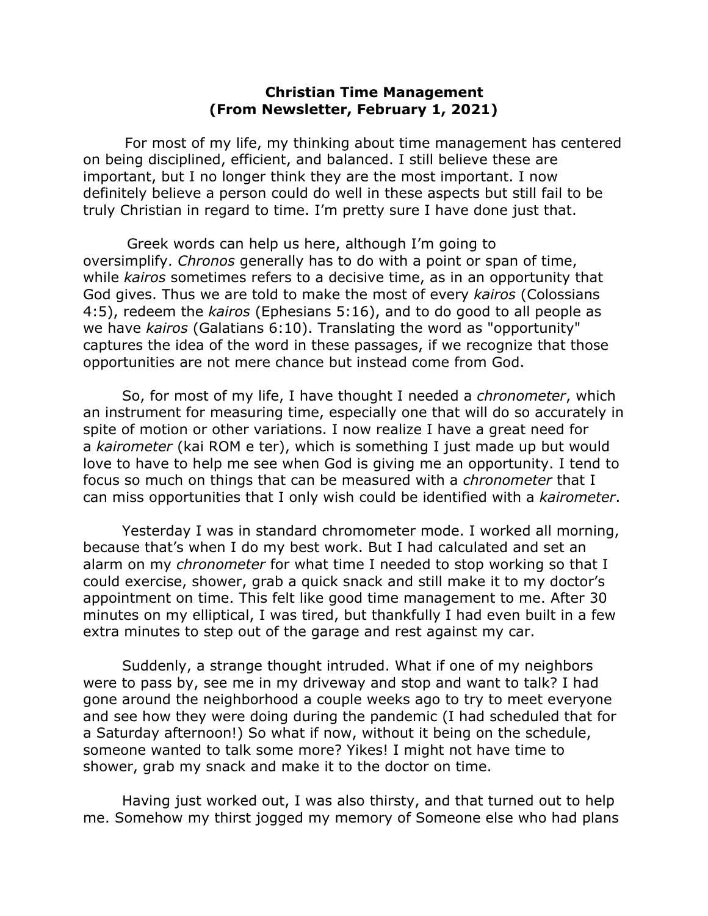# Christian Time Management
## (From Newsletter, February 1, 2021)

For most of my life, my thinking about time management has centered on being disciplined, efficient, and balanced. I still believe these are important, but I no longer think they are the most important. I now definitely believe a person could do well in these aspects but still fail to be truly Christian in regard to time. I'm pretty sure I have done just that.

Greek words can help us here, although I'm going to oversimplify. *Chronos* generally has to do with a point or span of time, while *kairos* sometimes refers to a decisive time, as in an opportunity that God gives. Thus we are told to make the most of every *kairos* (Colossians 4:5), redeem the *kairos* (Ephesians 5:16), and to do good to all people as we have *kairos* (Galatians 6:10). Translating the word as "opportunity" captures the idea of the word in these passages, if we recognize that those opportunities are not mere chance but instead come from God.

So, for most of my life, I have thought I needed a *chronometer*, which an instrument for measuring time, especially one that will do so accurately in spite of motion or other variations. I now realize I have a great need for a *kairometer* (kai ROM e ter), which is something I just made up but would love to have to help me see when God is giving me an opportunity. I tend to focus so much on things that can be measured with a *chronometer* that I can miss opportunities that I only wish could be identified with a *kairometer*.

Yesterday I was in standard chromometer mode. I worked all morning, because that's when I do my best work. But I had calculated and set an alarm on my *chronometer* for what time I needed to stop working so that I could exercise, shower, grab a quick snack and still make it to my doctor's appointment on time. This felt like good time management to me. After 30 minutes on my elliptical, I was tired, but thankfully I had even built in a few extra minutes to step out of the garage and rest against my car.

Suddenly, a strange thought intruded. What if one of my neighbors were to pass by, see me in my driveway and stop and want to talk? I had gone around the neighborhood a couple weeks ago to try to meet everyone and see how they were doing during the pandemic (I had scheduled that for a Saturday afternoon!) So what if now, without it being on the schedule, someone wanted to talk some more? Yikes! I might not have time to shower, grab my snack and make it to the doctor on time.

Having just worked out, I was also thirsty, and that turned out to help me. Somehow my thirst jogged my memory of Someone else who had plans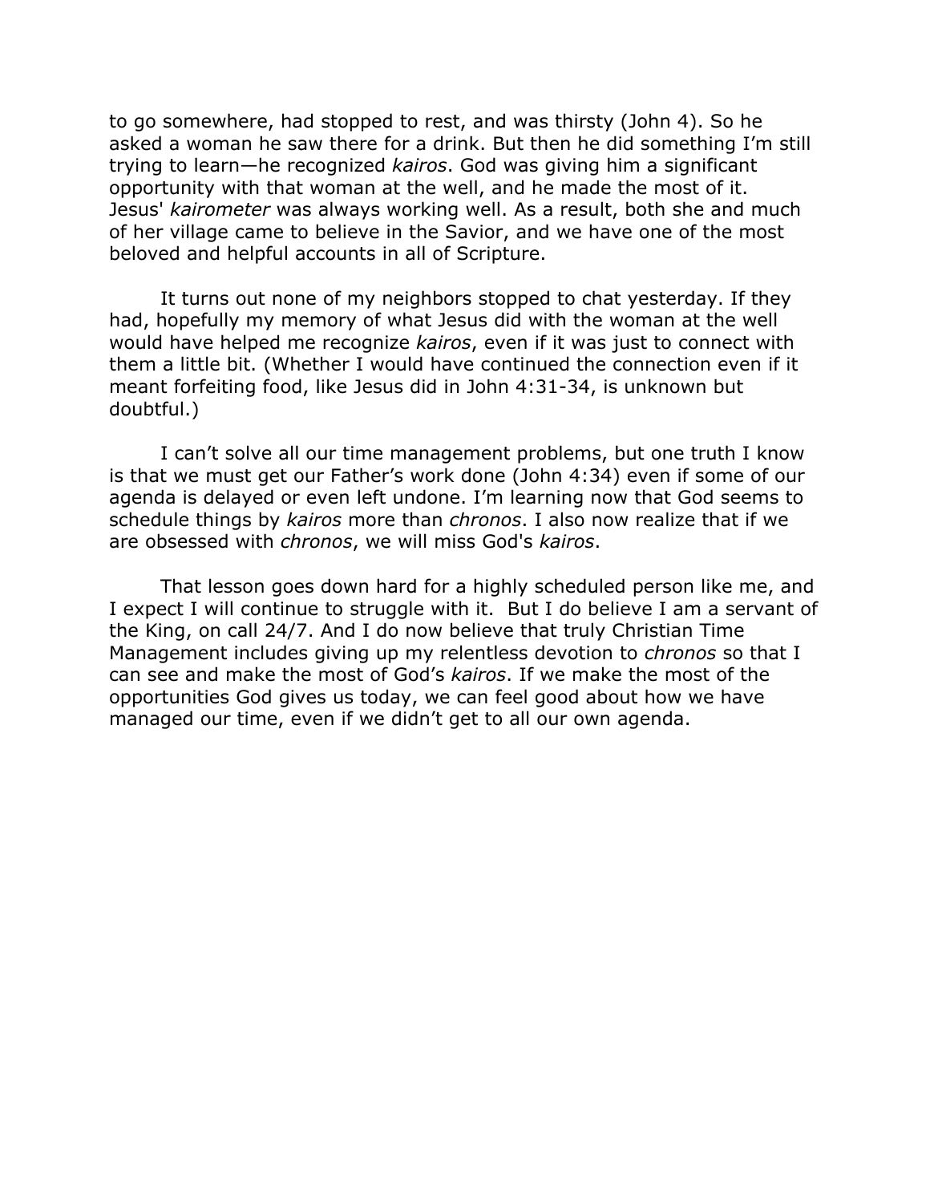to go somewhere, had stopped to rest, and was thirsty (John 4). So he asked a woman he saw there for a drink. But then he did something I'm still trying to learn—he recognized *kairos*. God was giving him a significant opportunity with that woman at the well, and he made the most of it. Jesus' *kairometer* was always working well. As a result, both she and much of her village came to believe in the Savior, and we have one of the most beloved and helpful accounts in all of Scripture.

It turns out none of my neighbors stopped to chat yesterday. If they had, hopefully my memory of what Jesus did with the woman at the well would have helped me recognize *kairos*, even if it was just to connect with them a little bit. (Whether I would have continued the connection even if it meant forfeiting food, like Jesus did in John 4:31-34, is unknown but doubtful.)

I can't solve all our time management problems, but one truth I know is that we must get our Father's work done (John 4:34) even if some of our agenda is delayed or even left undone. I'm learning now that God seems to schedule things by *kairos* more than *chronos*. I also now realize that if we are obsessed with *chronos*, we will miss God's *kairos*.

That lesson goes down hard for a highly scheduled person like me, and I expect I will continue to struggle with it. But I do believe I am a servant of the King, on call 24/7. And I do now believe that truly Christian Time Management includes giving up my relentless devotion to *chronos* so that I can see and make the most of God's *kairos*. If we make the most of the opportunities God gives us today, we can feel good about how we have managed our time, even if we didn't get to all our own agenda.